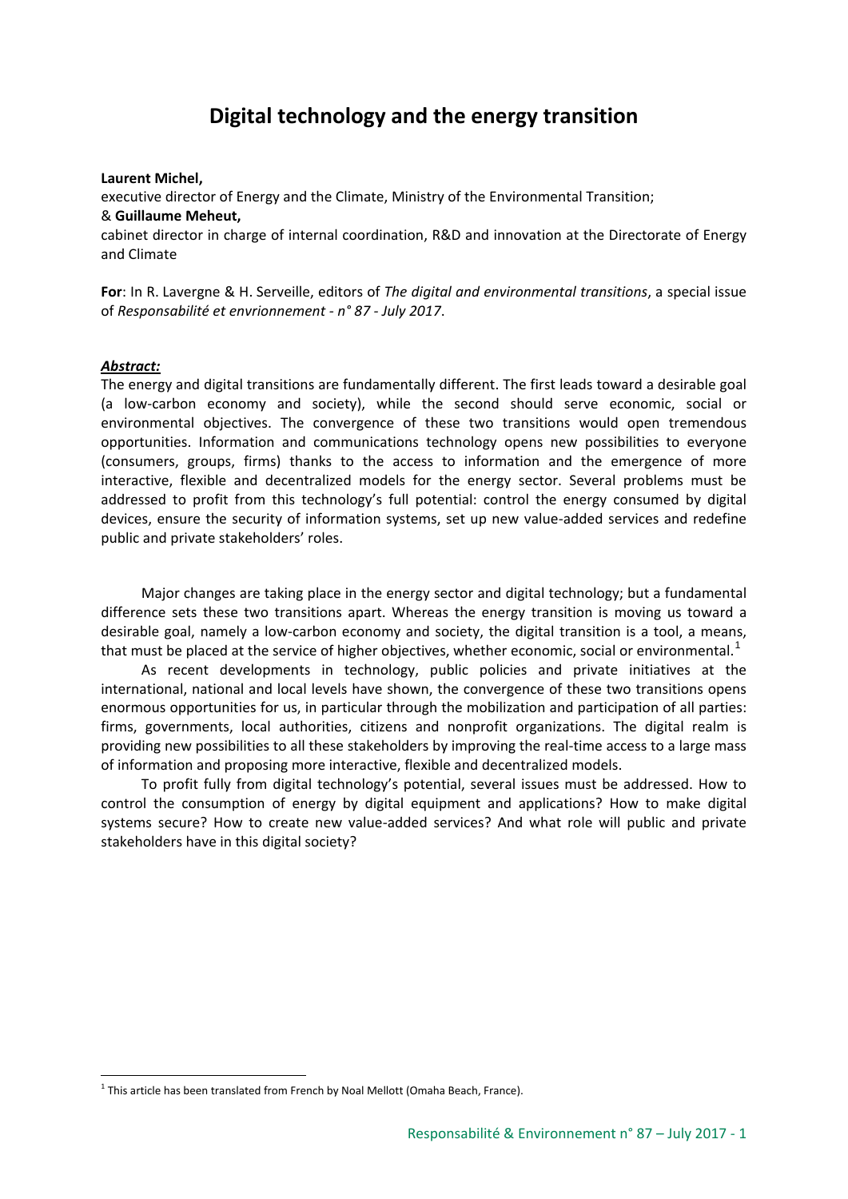# Digital technology and the energy transition

**Laurent Michel,**

executive director of Energy and the Climate, Ministry of the Environmental Transition;

& **Guillaume Meheut,**

cabinet director in charge of internal coordination, R&D and innovation at the Directorate of Energy and Climate

**For**: In R. Lavergne & H. Serveille, editors of *The digital and environmental transitions*, a special issue of *Responsabilité et envrionnement - n° 87 - July 2017*.

***Abstract:***

The energy and digital transitions are fundamentally different. The first leads toward a desirable goal (a low-carbon economy and society), while the second should serve economic, social or environmental objectives. The convergence of these two transitions would open tremendous opportunities. Information and communications technology opens new possibilities to everyone (consumers, groups, firms) thanks to the access to information and the emergence of more interactive, flexible and decentralized models for the energy sector. Several problems must be addressed to profit from this technology's full potential: control the energy consumed by digital devices, ensure the security of information systems, set up new value-added services and redefine public and private stakeholders' roles.

Major changes are taking place in the energy sector and digital technology; but a fundamental difference sets these two transitions apart. Whereas the energy transition is moving us toward a desirable goal, namely a low-carbon economy and society, the digital transition is a tool, a means, that must be placed at the service of higher objectives, whether economic, social or environmental.[1]

As recent developments in technology, public policies and private initiatives at the international, national and local levels have shown, the convergence of these two transitions opens enormous opportunities for us, in particular through the mobilization and participation of all parties: firms, governments, local authorities, citizens and nonprofit organizations. The digital realm is providing new possibilities to all these stakeholders by improving the real-time access to a large mass of information and proposing more interactive, flexible and decentralized models.

To profit fully from digital technology's potential, several issues must be addressed. How to control the consumption of energy by digital equipment and applications? How to make digital systems secure? How to create new value-added services? And what role will public and private stakeholders have in this digital society?

[1] This article has been translated from French by Noal Mellott (Omaha Beach, France).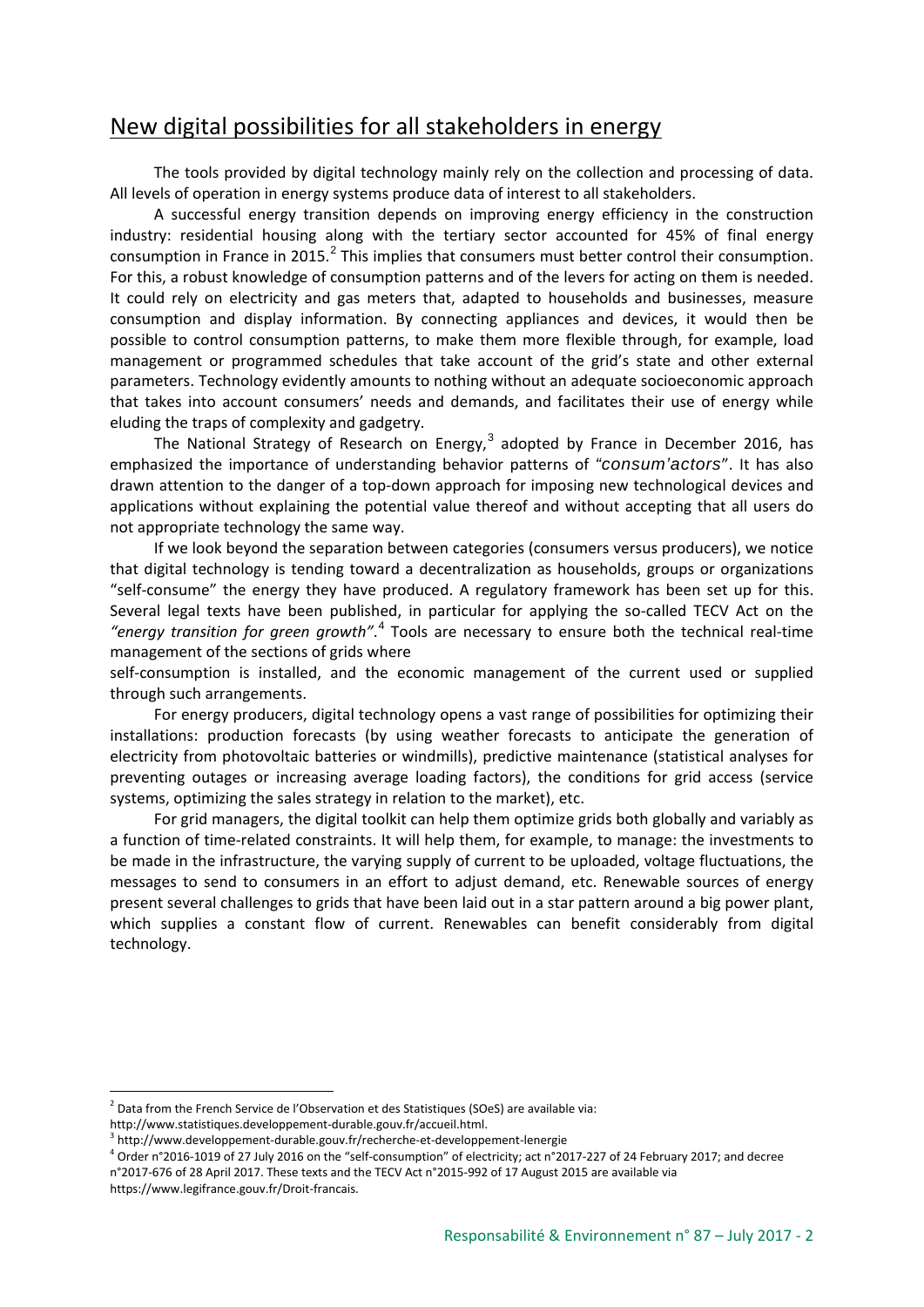## New digital possibilities for all stakeholders in energy

The tools provided by digital technology mainly rely on the collection and processing of data. All levels of operation in energy systems produce data of interest to all stakeholders.

A successful energy transition depends on improving energy efficiency in the construction industry: residential housing along with the tertiary sector accounted for 45% of final energy consumption in France in 2015.[2] This implies that consumers must better control their consumption. For this, a robust knowledge of consumption patterns and of the levers for acting on them is needed. It could rely on electricity and gas meters that, adapted to households and businesses, measure consumption and display information. By connecting appliances and devices, it would then be possible to control consumption patterns, to make them more flexible through, for example, load management or programmed schedules that take account of the grid's state and other external parameters. Technology evidently amounts to nothing without an adequate socioeconomic approach that takes into account consumers' needs and demands, and facilitates their use of energy while eluding the traps of complexity and gadgetry.

The National Strategy of Research on Energy,[3] adopted by France in December 2016, has emphasized the importance of understanding behavior patterns of "*consum'actors*". It has also drawn attention to the danger of a top-down approach for imposing new technological devices and applications without explaining the potential value thereof and without accepting that all users do not appropriate technology the same way.

If we look beyond the separation between categories (consumers versus producers), we notice that digital technology is tending toward a decentralization as households, groups or organizations "self-consume" the energy they have produced. A regulatory framework has been set up for this. Several legal texts have been published, in particular for applying the so-called TECV Act on the *"energy transition for green growth"*.[4] Tools are necessary to ensure both the technical real-time management of the sections of grids where self-consumption is installed, and the economic management of the current used or supplied through such arrangements.

For energy producers, digital technology opens a vast range of possibilities for optimizing their installations: production forecasts (by using weather forecasts to anticipate the generation of electricity from photovoltaic batteries or windmills), predictive maintenance (statistical analyses for preventing outages or increasing average loading factors), the conditions for grid access (service systems, optimizing the sales strategy in relation to the market), etc.

For grid managers, the digital toolkit can help them optimize grids both globally and variably as a function of time-related constraints. It will help them, for example, to manage: the investments to be made in the infrastructure, the varying supply of current to be uploaded, voltage fluctuations, the messages to send to consumers in an effort to adjust demand, etc. Renewable sources of energy present several challenges to grids that have been laid out in a star pattern around a big power plant, which supplies a constant flow of current. Renewables can benefit considerably from digital technology.

---

[2] Data from the French Service de l'Observation et des Statistiques (SOeS) are available via: http://www.statistiques.developpement-durable.gouv.fr/accueil.html.

[3] http://www.developpement-durable.gouv.fr/recherche-et-developpement-lenergie

[4] Order n°2016-1019 of 27 July 2016 on the "self-consumption" of electricity; act n°2017-227 of 24 February 2017; and decree n°2017-676 of 28 April 2017. These texts and the TECV Act n°2015-992 of 17 August 2015 are available via https://www.legifrance.gouv.fr/Droit-francais.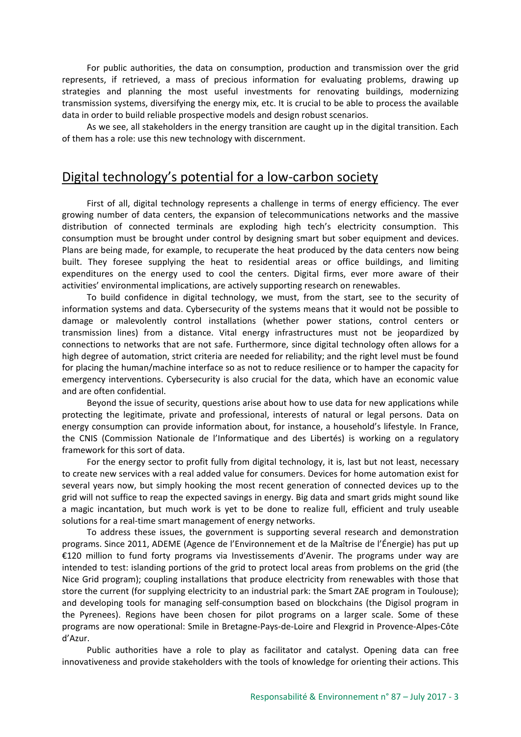For public authorities, the data on consumption, production and transmission over the grid represents, if retrieved, a mass of precious information for evaluating problems, drawing up strategies and planning the most useful investments for renovating buildings, modernizing transmission systems, diversifying the energy mix, etc. It is crucial to be able to process the available data in order to build reliable prospective models and design robust scenarios.

As we see, all stakeholders in the energy transition are caught up in the digital transition. Each of them has a role: use this new technology with discernment.

## Digital technology's potential for a low-carbon society

First of all, digital technology represents a challenge in terms of energy efficiency. The ever growing number of data centers, the expansion of telecommunications networks and the massive distribution of connected terminals are exploding high tech's electricity consumption. This consumption must be brought under control by designing smart but sober equipment and devices. Plans are being made, for example, to recuperate the heat produced by the data centers now being built. They foresee supplying the heat to residential areas or office buildings, and limiting expenditures on the energy used to cool the centers. Digital firms, ever more aware of their activities' environmental implications, are actively supporting research on renewables.

To build confidence in digital technology, we must, from the start, see to the security of information systems and data. Cybersecurity of the systems means that it would not be possible to damage or malevolently control installations (whether power stations, control centers or transmission lines) from a distance. Vital energy infrastructures must not be jeopardized by connections to networks that are not safe. Furthermore, since digital technology often allows for a high degree of automation, strict criteria are needed for reliability; and the right level must be found for placing the human/machine interface so as not to reduce resilience or to hamper the capacity for emergency interventions. Cybersecurity is also crucial for the data, which have an economic value and are often confidential.

Beyond the issue of security, questions arise about how to use data for new applications while protecting the legitimate, private and professional, interests of natural or legal persons. Data on energy consumption can provide information about, for instance, a household's lifestyle. In France, the CNIS (Commission Nationale de l'Informatique and des Libertés) is working on a regulatory framework for this sort of data.

For the energy sector to profit fully from digital technology, it is, last but not least, necessary to create new services with a real added value for consumers. Devices for home automation exist for several years now, but simply hooking the most recent generation of connected devices up to the grid will not suffice to reap the expected savings in energy. Big data and smart grids might sound like a magic incantation, but much work is yet to be done to realize full, efficient and truly useable solutions for a real-time smart management of energy networks.

To address these issues, the government is supporting several research and demonstration programs. Since 2011, ADEME (Agence de l'Environnement et de la Maîtrise de l'Énergie) has put up €120 million to fund forty programs via Investissements d'Avenir. The programs under way are intended to test: islanding portions of the grid to protect local areas from problems on the grid (the Nice Grid program); coupling installations that produce electricity from renewables with those that store the current (for supplying electricity to an industrial park: the Smart ZAE program in Toulouse); and developing tools for managing self-consumption based on blockchains (the Digisol program in the Pyrenees). Regions have been chosen for pilot programs on a larger scale. Some of these programs are now operational: Smile in Bretagne-Pays-de-Loire and Flexgrid in Provence-Alpes-Côte d'Azur.

Public authorities have a role to play as facilitator and catalyst. Opening data can free innovativeness and provide stakeholders with the tools of knowledge for orienting their actions. This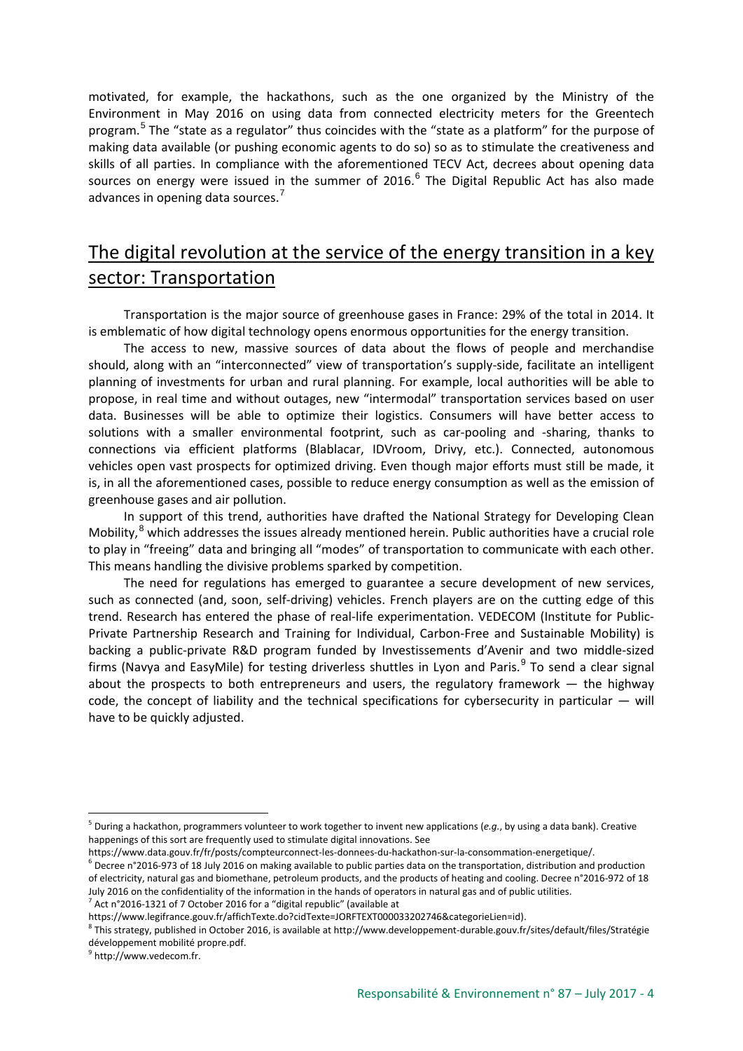motivated, for example, the hackathons, such as the one organized by the Ministry of the Environment in May 2016 on using data from connected electricity meters for the Greentech program.[5] The "state as a regulator" thus coincides with the "state as a platform" for the purpose of making data available (or pushing economic agents to do so) so as to stimulate the creativeness and skills of all parties. In compliance with the aforementioned TECV Act, decrees about opening data sources on energy were issued in the summer of 2016.[6] The Digital Republic Act has also made advances in opening data sources.[7]

## The digital revolution at the service of the energy transition in a key sector: Transportation

Transportation is the major source of greenhouse gases in France: 29% of the total in 2014. It is emblematic of how digital technology opens enormous opportunities for the energy transition.

The access to new, massive sources of data about the flows of people and merchandise should, along with an "interconnected" view of transportation's supply-side, facilitate an intelligent planning of investments for urban and rural planning. For example, local authorities will be able to propose, in real time and without outages, new "intermodal" transportation services based on user data. Businesses will be able to optimize their logistics. Consumers will have better access to solutions with a smaller environmental footprint, such as car-pooling and -sharing, thanks to connections via efficient platforms (Blablacar, IDVroom, Drivy, etc.). Connected, autonomous vehicles open vast prospects for optimized driving. Even though major efforts must still be made, it is, in all the aforementioned cases, possible to reduce energy consumption as well as the emission of greenhouse gases and air pollution.

In support of this trend, authorities have drafted the National Strategy for Developing Clean Mobility,[8] which addresses the issues already mentioned herein. Public authorities have a crucial role to play in "freeing" data and bringing all "modes" of transportation to communicate with each other. This means handling the divisive problems sparked by competition.

The need for regulations has emerged to guarantee a secure development of new services, such as connected (and, soon, self-driving) vehicles. French players are on the cutting edge of this trend. Research has entered the phase of real-life experimentation. VEDECOM (Institute for Public-Private Partnership Research and Training for Individual, Carbon-Free and Sustainable Mobility) is backing a public-private R&D program funded by Investissements d'Avenir and two middle-sized firms (Navya and EasyMile) for testing driverless shuttles in Lyon and Paris.[9] To send a clear signal about the prospects to both entrepreneurs and users, the regulatory framework — the highway code, the concept of liability and the technical specifications for cybersecurity in particular — will have to be quickly adjusted.

---

[5] During a hackathon, programmers volunteer to work together to invent new applications (*e.g.*, by using a data bank). Creative happenings of this sort are frequently used to stimulate digital innovations. See https://www.data.gouv.fr/fr/posts/compteurconnect-les-donnees-du-hackathon-sur-la-consommation-energetique/.

[6] Decree n°2016-973 of 18 July 2016 on making available to public parties data on the transportation, distribution and production of electricity, natural gas and biomethane, petroleum products, and the products of heating and cooling. Decree n°2016-972 of 18 July 2016 on the confidentiality of the information in the hands of operators in natural gas and of public utilities.

[7] Act n°2016-1321 of 7 October 2016 for a "digital republic" (available at https://www.legifrance.gouv.fr/affichTexte.do?cidTexte=JORFTEXT000033202746&categorieLien=id).

[8] This strategy, published in October 2016, is available at http://www.developpement-durable.gouv.fr/sites/default/files/Stratégie développement mobilité propre.pdf.

[9] http://www.vedecom.fr.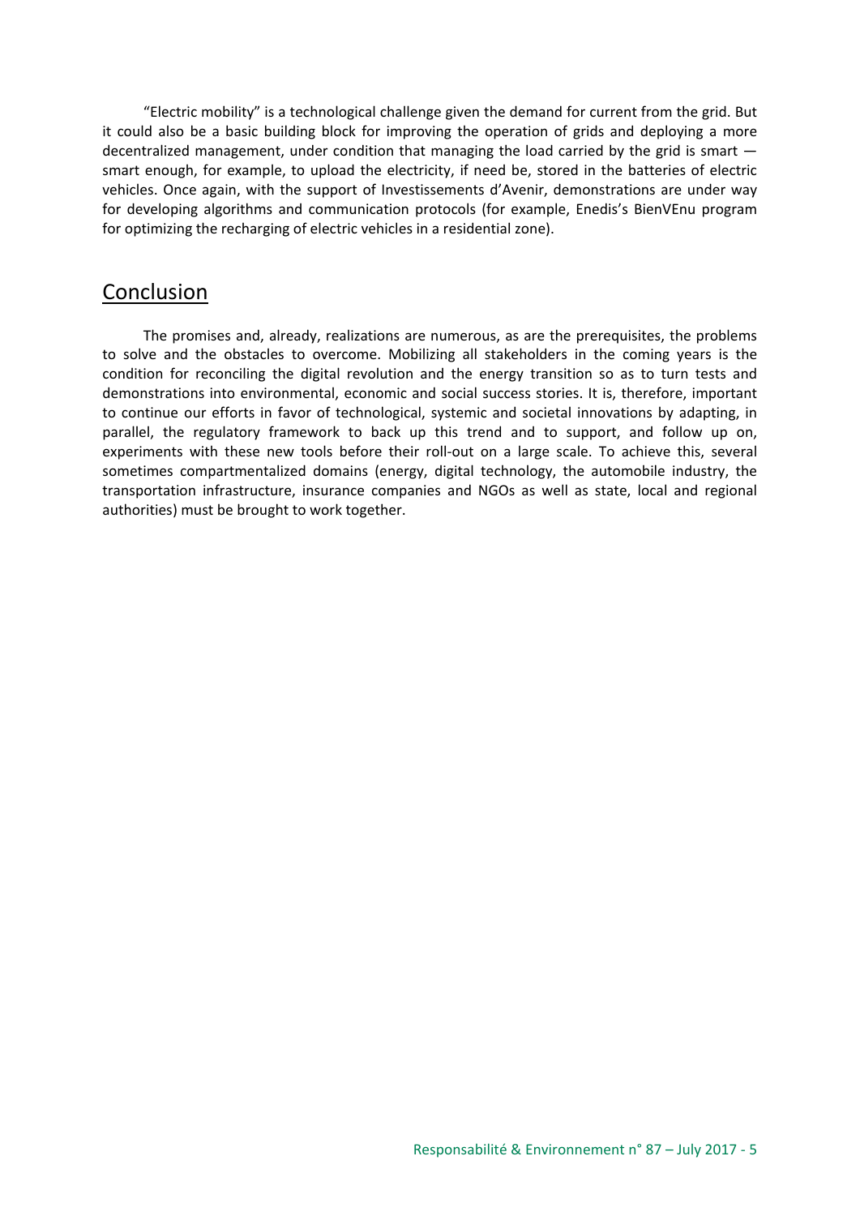"Electric mobility" is a technological challenge given the demand for current from the grid. But it could also be a basic building block for improving the operation of grids and deploying a more decentralized management, under condition that managing the load carried by the grid is smart — smart enough, for example, to upload the electricity, if need be, stored in the batteries of electric vehicles. Once again, with the support of Investissements d'Avenir, demonstrations are under way for developing algorithms and communication protocols (for example, Enedis's BienVEnu program for optimizing the recharging of electric vehicles in a residential zone).

## Conclusion

The promises and, already, realizations are numerous, as are the prerequisites, the problems to solve and the obstacles to overcome. Mobilizing all stakeholders in the coming years is the condition for reconciling the digital revolution and the energy transition so as to turn tests and demonstrations into environmental, economic and social success stories. It is, therefore, important to continue our efforts in favor of technological, systemic and societal innovations by adapting, in parallel, the regulatory framework to back up this trend and to support, and follow up on, experiments with these new tools before their roll-out on a large scale. To achieve this, several sometimes compartmentalized domains (energy, digital technology, the automobile industry, the transportation infrastructure, insurance companies and NGOs as well as state, local and regional authorities) must be brought to work together.